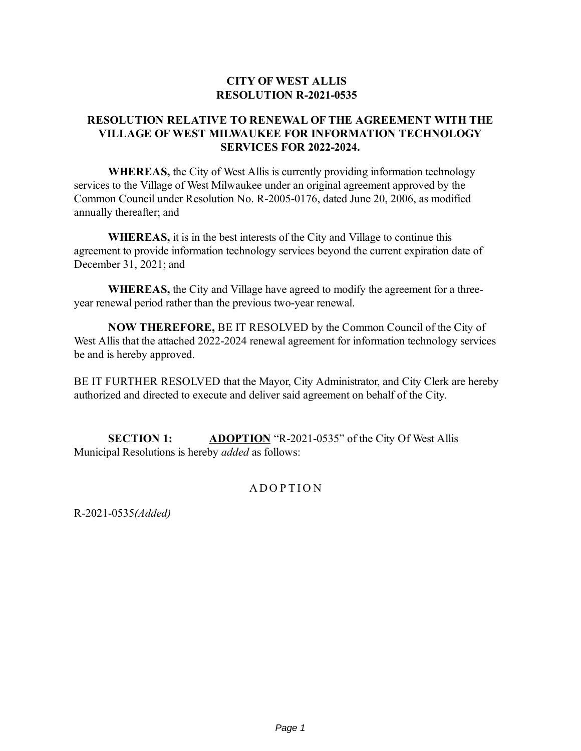# CITY OF WEST ALLIS
# RESOLUTION R-2021-0535

## RESOLUTION RELATIVE TO RENEWAL OF THE AGREEMENT WITH THE VILLAGE OF WEST MILWAUKEE FOR INFORMATION TECHNOLOGY SERVICES FOR 2022-2024.

**WHEREAS,** the City of West Allis is currently providing information technology services to the Village of West Milwaukee under an original agreement approved by the Common Council under Resolution No. R-2005-0176, dated June 20, 2006, as modified annually thereafter; and

**WHEREAS,** it is in the best interests of the City and Village to continue this agreement to provide information technology services beyond the current expiration date of December 31, 2021; and

**WHEREAS,** the City and Village have agreed to modify the agreement for a three-year renewal period rather than the previous two-year renewal.

**NOW THEREFORE,** BE IT RESOLVED by the Common Council of the City of West Allis that the attached 2022-2024 renewal agreement for information technology services be and is hereby approved.

BE IT FURTHER RESOLVED that the Mayor, City Administrator, and City Clerk are hereby authorized and directed to execute and deliver said agreement on behalf of the City.

**SECTION 1:** **<u>ADOPTION</u>** "R-2021-0535" of the City Of West Allis Municipal Resolutions is hereby *added* as follows:

A D O P T I O N

R-2021-0535*(Added)*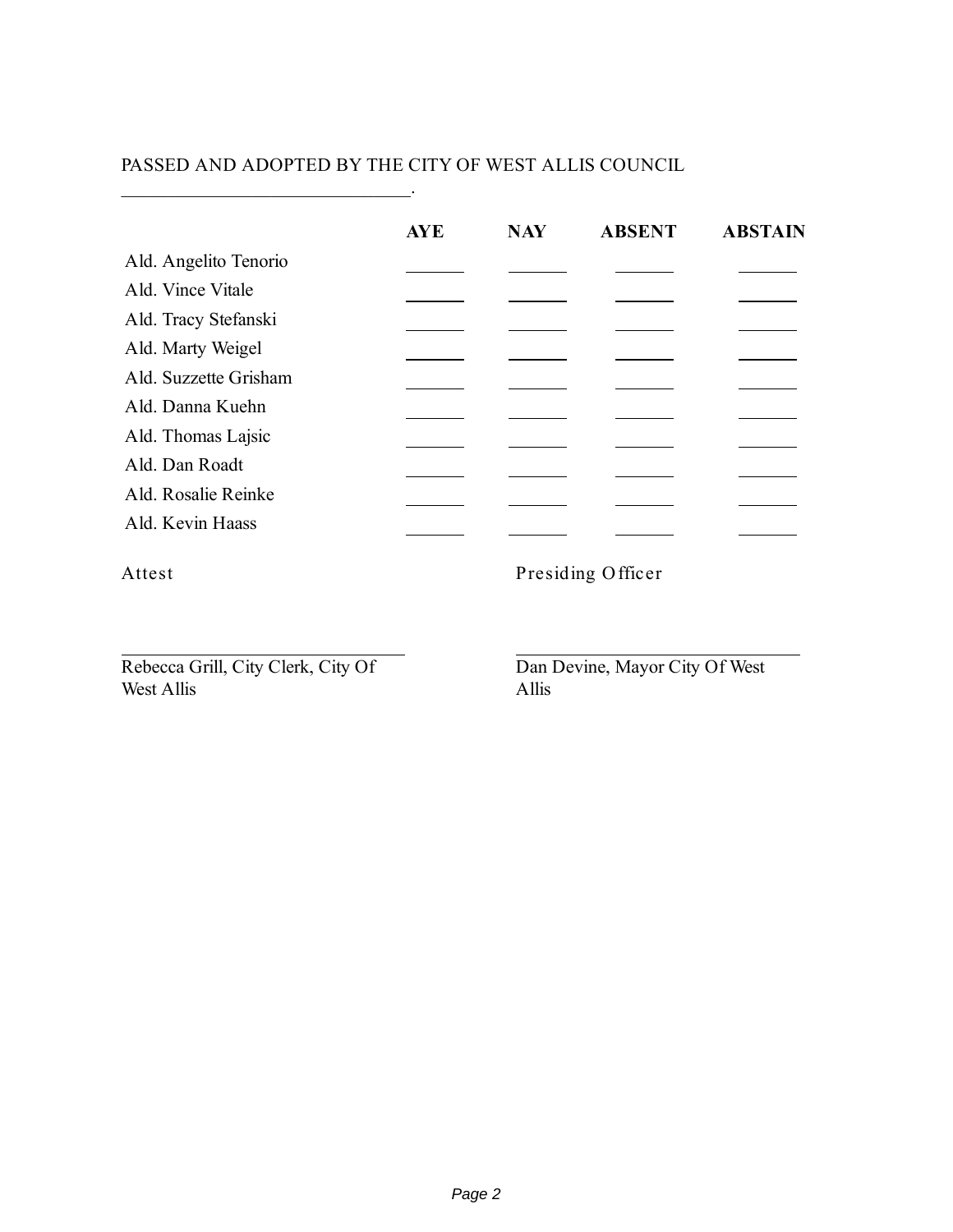PASSED AND ADOPTED BY THE CITY OF WEST ALLIS COUNCIL

\_\_\_\_\_\_\_\_\_\_\_\_\_\_\_\_\_\_\_\_\_\_\_\_\_\_\_\_\_\_.

| | AYE | NAY | ABSENT | ABSTAIN |
|---|---|---|---|---|
| Ald. Angelito Tenorio | | | | |
| Ald. Vince Vitale | | | | |
| Ald. Tracy Stefanski | | | | |
| Ald. Marty Weigel | | | | |
| Ald. Suzzette Grisham | | | | |
| Ald. Danna Kuehn | | | | |
| Ald. Thomas Lajsic | | | | |
| Ald. Dan Roadt | | | | |
| Ald. Rosalie Reinke | | | | |
| Ald. Kevin Haass | | | | |

Attest

Rebecca Grill, City Clerk, City Of West Allis

Presiding Officer

Dan Devine, Mayor City Of West Allis